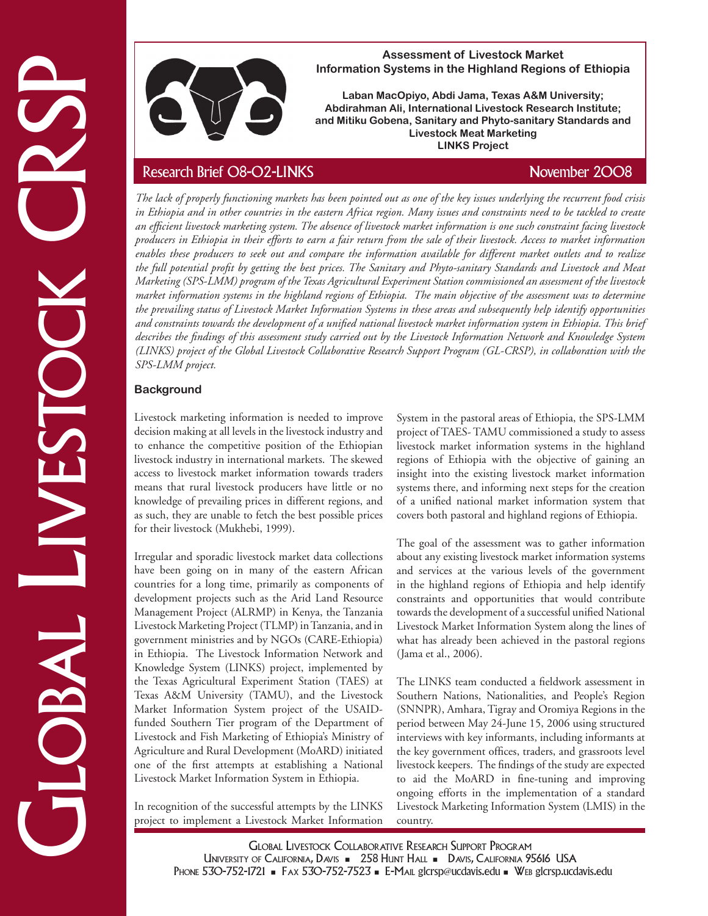# Assessment of Livestock Market Information Systems in the Highland Regions of Ethiopia

**Laban MacOpiyo, Abdi Jama, Texas A&M University; Abdirahman Ali, International Livestock Research Institute; and Mitiku Gobena, Sanitary and Phyto-sanitary Standards and Livestock Meat Marketing LINKS Project**

Research Brief 08-02-LINKS — November 2008

*The lack of properly functioning markets has been pointed out as one of the key issues underlying the recurrent food crisis in Ethiopia and in other countries in the eastern Africa region. Many issues and constraints need to be tackled to create an efficient livestock marketing system. The absence of livestock market information is one such constraint facing livestock producers in Ethiopia in their efforts to earn a fair return from the sale of their livestock. Access to market information enables these producers to seek out and compare the information available for different market outlets and to realize the full potential profit by getting the best prices. The Sanitary and Phyto-sanitary Standards and Livestock and Meat Marketing (SPS-LMM) program of the Texas Agricultural Experiment Station commissioned an assessment of the livestock market information systems in the highland regions of Ethiopia. The main objective of the assessment was to determine the prevailing status of Livestock Market Information Systems in these areas and subsequently help identify opportunities and constraints towards the development of a unified national livestock market information system in Ethiopia. This brief describes the findings of this assessment study carried out by the Livestock Information Network and Knowledge System (LINKS) project of the Global Livestock Collaborative Research Support Program (GL-CRSP), in collaboration with the SPS-LMM project.*

## Background

Livestock marketing information is needed to improve decision making at all levels in the livestock industry and to enhance the competitive position of the Ethiopian livestock industry in international markets. The skewed access to livestock market information towards traders means that rural livestock producers have little or no knowledge of prevailing prices in different regions, and as such, they are unable to fetch the best possible prices for their livestock (Mukhebi, 1999).

Irregular and sporadic livestock market data collections have been going on in many of the eastern African countries for a long time, primarily as components of development projects such as the Arid Land Resource Management Project (ALRMP) in Kenya, the Tanzania Livestock Marketing Project (TLMP) in Tanzania, and in government ministries and by NGOs (CARE-Ethiopia) in Ethiopia. The Livestock Information Network and Knowledge System (LINKS) project, implemented by the Texas Agricultural Experiment Station (TAES) at Texas A&M University (TAMU), and the Livestock Market Information System project of the USAID-funded Southern Tier program of the Department of Livestock and Fish Marketing of Ethiopia's Ministry of Agriculture and Rural Development (MoARD) initiated one of the first attempts at establishing a National Livestock Market Information System in Ethiopia.

In recognition of the successful attempts by the LINKS project to implement a Livestock Market Information System in the pastoral areas of Ethiopia, the SPS-LMM project of TAES- TAMU commissioned a study to assess livestock market information systems in the highland regions of Ethiopia with the objective of gaining an insight into the existing livestock market information systems there, and informing next steps for the creation of a unified national market information system that covers both pastoral and highland regions of Ethiopia.

The goal of the assessment was to gather information about any existing livestock market information systems and services at the various levels of the government in the highland regions of Ethiopia and help identify constraints and opportunities that would contribute towards the development of a successful unified National Livestock Market Information System along the lines of what has already been achieved in the pastoral regions (Jama et al., 2006).

The LINKS team conducted a fieldwork assessment in Southern Nations, Nationalities, and People's Region (SNNPR), Amhara, Tigray and Oromiya Regions in the period between May 24-June 15, 2006 using structured interviews with key informants, including informants at the key government offices, traders, and grassroots level livestock keepers. The findings of the study are expected to aid the MoARD in fine-tuning and improving ongoing efforts in the implementation of a standard Livestock Marketing Information System (LMIS) in the country.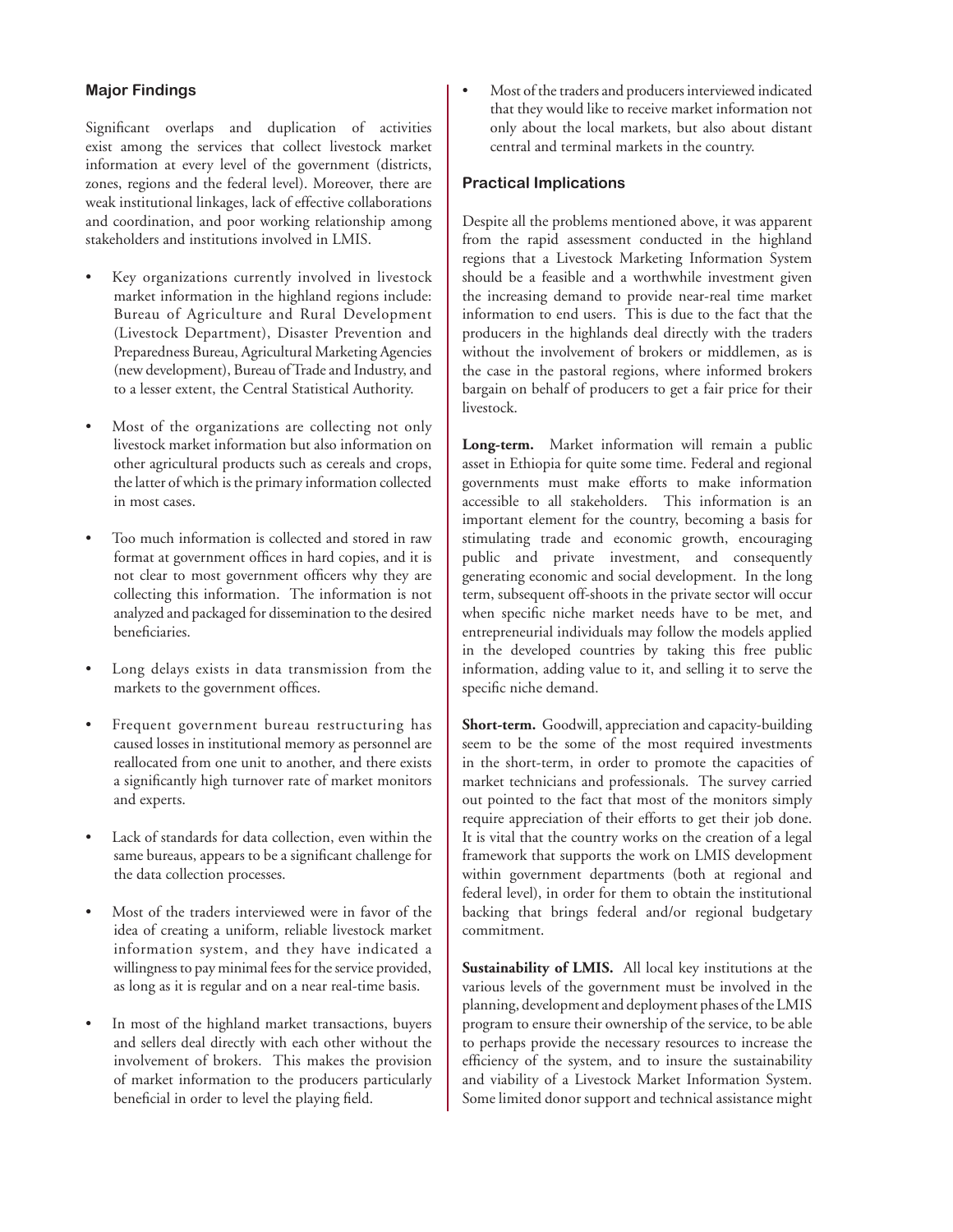### Major Findings

Significant overlaps and duplication of activities exist among the services that collect livestock market information at every level of the government (districts, zones, regions and the federal level). Moreover, there are weak institutional linkages, lack of effective collaborations and coordination, and poor working relationship among stakeholders and institutions involved in LMIS.

- Key organizations currently involved in livestock market information in the highland regions include: Bureau of Agriculture and Rural Development (Livestock Department), Disaster Prevention and Preparedness Bureau, Agricultural Marketing Agencies (new development), Bureau of Trade and Industry, and to a lesser extent, the Central Statistical Authority.
- Most of the organizations are collecting not only livestock market information but also information on other agricultural products such as cereals and crops, the latter of which is the primary information collected in most cases.
- Too much information is collected and stored in raw format at government offices in hard copies, and it is not clear to most government officers why they are collecting this information. The information is not analyzed and packaged for dissemination to the desired beneficiaries.
- Long delays exists in data transmission from the markets to the government offices.
- Frequent government bureau restructuring has caused losses in institutional memory as personnel are reallocated from one unit to another, and there exists a significantly high turnover rate of market monitors and experts.
- Lack of standards for data collection, even within the same bureaus, appears to be a significant challenge for the data collection processes.
- Most of the traders interviewed were in favor of the idea of creating a uniform, reliable livestock market information system, and they have indicated a willingness to pay minimal fees for the service provided, as long as it is regular and on a near real-time basis.
- In most of the highland market transactions, buyers and sellers deal directly with each other without the involvement of brokers. This makes the provision of market information to the producers particularly beneficial in order to level the playing field.
- Most of the traders and producers interviewed indicated that they would like to receive market information not only about the local markets, but also about distant central and terminal markets in the country.

### Practical Implications

Despite all the problems mentioned above, it was apparent from the rapid assessment conducted in the highland regions that a Livestock Marketing Information System should be a feasible and a worthwhile investment given the increasing demand to provide near-real time market information to end users. This is due to the fact that the producers in the highlands deal directly with the traders without the involvement of brokers or middlemen, as is the case in the pastoral regions, where informed brokers bargain on behalf of producers to get a fair price for their livestock.

**Long-term.** Market information will remain a public asset in Ethiopia for quite some time. Federal and regional governments must make efforts to make information accessible to all stakeholders. This information is an important element for the country, becoming a basis for stimulating trade and economic growth, encouraging public and private investment, and consequently generating economic and social development. In the long term, subsequent off-shoots in the private sector will occur when specific niche market needs have to be met, and entrepreneurial individuals may follow the models applied in the developed countries by taking this free public information, adding value to it, and selling it to serve the specific niche demand.

**Short-term.** Goodwill, appreciation and capacity-building seem to be the some of the most required investments in the short-term, in order to promote the capacities of market technicians and professionals. The survey carried out pointed to the fact that most of the monitors simply require appreciation of their efforts to get their job done. It is vital that the country works on the creation of a legal framework that supports the work on LMIS development within government departments (both at regional and federal level), in order for them to obtain the institutional backing that brings federal and/or regional budgetary commitment.

**Sustainability of LMIS.** All local key institutions at the various levels of the government must be involved in the planning, development and deployment phases of the LMIS program to ensure their ownership of the service, to be able to perhaps provide the necessary resources to increase the efficiency of the system, and to insure the sustainability and viability of a Livestock Market Information System. Some limited donor support and technical assistance might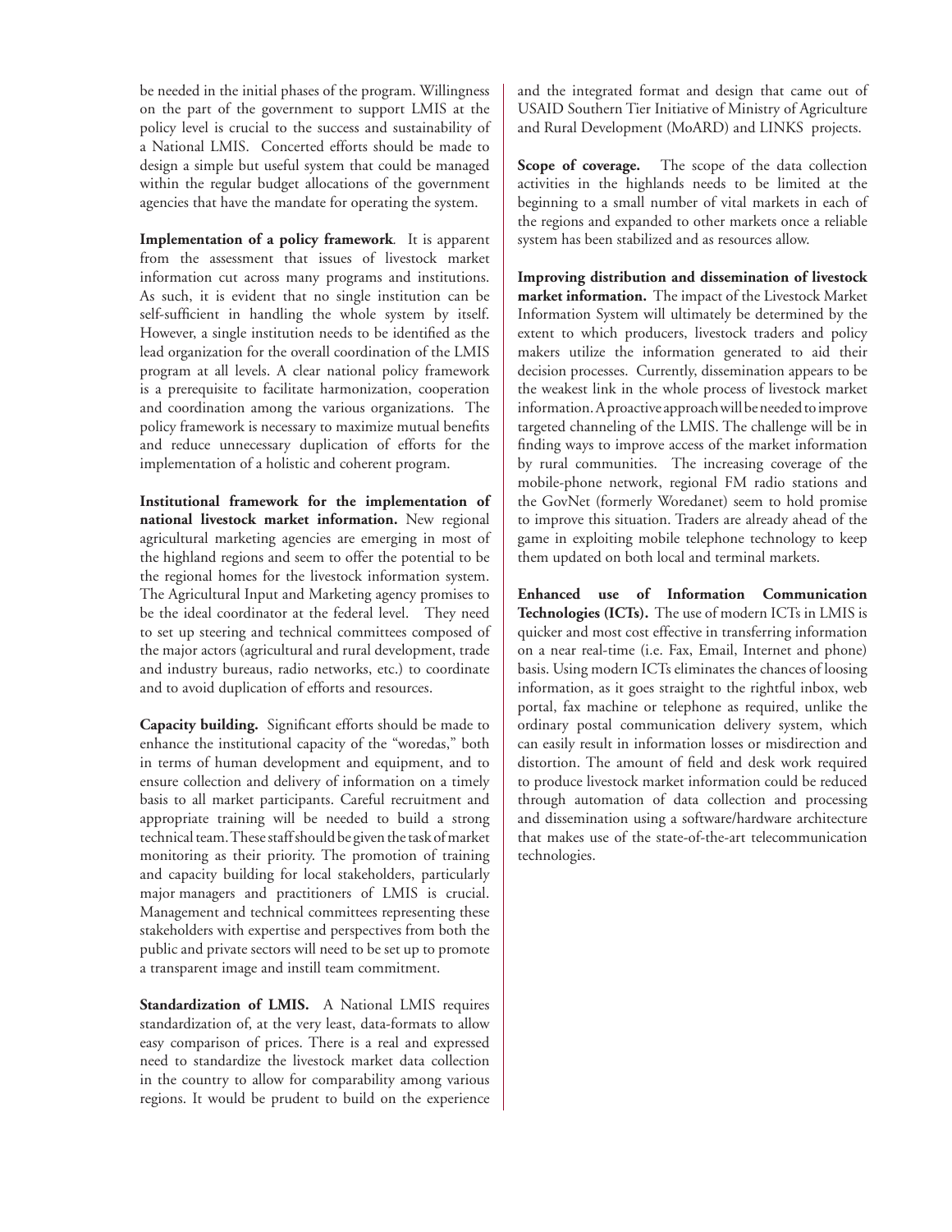be needed in the initial phases of the program. Willingness on the part of the government to support LMIS at the policy level is crucial to the success and sustainability of a National LMIS. Concerted efforts should be made to design a simple but useful system that could be managed within the regular budget allocations of the government agencies that have the mandate for operating the system.

**Implementation of a policy framework**. It is apparent from the assessment that issues of livestock market information cut across many programs and institutions. As such, it is evident that no single institution can be self-sufficient in handling the whole system by itself. However, a single institution needs to be identified as the lead organization for the overall coordination of the LMIS program at all levels. A clear national policy framework is a prerequisite to facilitate harmonization, cooperation and coordination among the various organizations. The policy framework is necessary to maximize mutual benefits and reduce unnecessary duplication of efforts for the implementation of a holistic and coherent program.

**Institutional framework for the implementation of national livestock market information.** New regional agricultural marketing agencies are emerging in most of the highland regions and seem to offer the potential to be the regional homes for the livestock information system. The Agricultural Input and Marketing agency promises to be the ideal coordinator at the federal level. They need to set up steering and technical committees composed of the major actors (agricultural and rural development, trade and industry bureaus, radio networks, etc.) to coordinate and to avoid duplication of efforts and resources.

**Capacity building.** Significant efforts should be made to enhance the institutional capacity of the "woredas," both in terms of human development and equipment, and to ensure collection and delivery of information on a timely basis to all market participants. Careful recruitment and appropriate training will be needed to build a strong technical team. These staff should be given the task of market monitoring as their priority. The promotion of training and capacity building for local stakeholders, particularly major managers and practitioners of LMIS is crucial. Management and technical committees representing these stakeholders with expertise and perspectives from both the public and private sectors will need to be set up to promote a transparent image and instill team commitment.

**Standardization of LMIS.** A National LMIS requires standardization of, at the very least, data-formats to allow easy comparison of prices. There is a real and expressed need to standardize the livestock market data collection in the country to allow for comparability among various regions. It would be prudent to build on the experience and the integrated format and design that came out of USAID Southern Tier Initiative of Ministry of Agriculture and Rural Development (MoARD) and LINKS projects.

**Scope of coverage.** The scope of the data collection activities in the highlands needs to be limited at the beginning to a small number of vital markets in each of the regions and expanded to other markets once a reliable system has been stabilized and as resources allow.

**Improving distribution and dissemination of livestock market information.** The impact of the Livestock Market Information System will ultimately be determined by the extent to which producers, livestock traders and policy makers utilize the information generated to aid their decision processes. Currently, dissemination appears to be the weakest link in the whole process of livestock market information. A proactive approach will be needed to improve targeted channeling of the LMIS. The challenge will be in finding ways to improve access of the market information by rural communities. The increasing coverage of the mobile-phone network, regional FM radio stations and the GovNet (formerly Woredanet) seem to hold promise to improve this situation. Traders are already ahead of the game in exploiting mobile telephone technology to keep them updated on both local and terminal markets.

**Enhanced use of Information Communication Technologies (ICTs).** The use of modern ICTs in LMIS is quicker and most cost effective in transferring information on a near real-time (i.e. Fax, Email, Internet and phone) basis. Using modern ICTs eliminates the chances of loosing information, as it goes straight to the rightful inbox, web portal, fax machine or telephone as required, unlike the ordinary postal communication delivery system, which can easily result in information losses or misdirection and distortion. The amount of field and desk work required to produce livestock market information could be reduced through automation of data collection and processing and dissemination using a software/hardware architecture that makes use of the state-of-the-art telecommunication technologies.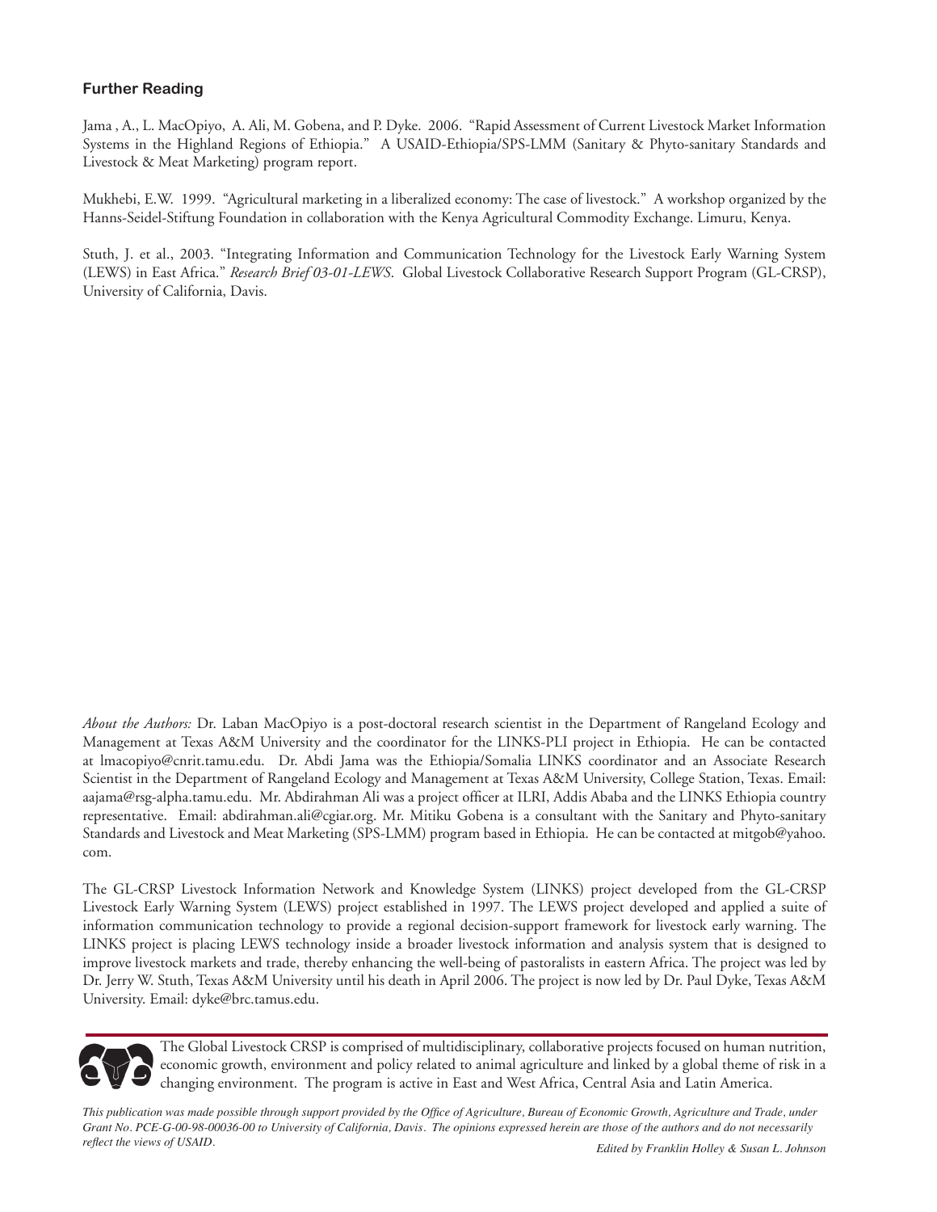### Further Reading

Jama , A., L. MacOpiyo, A. Ali, M. Gobena, and P. Dyke. 2006. "Rapid Assessment of Current Livestock Market Information Systems in the Highland Regions of Ethiopia." A USAID-Ethiopia/SPS-LMM (Sanitary & Phyto-sanitary Standards and Livestock & Meat Marketing) program report.

Mukhebi, E.W. 1999. "Agricultural marketing in a liberalized economy: The case of livestock." A workshop organized by the Hanns-Seidel-Stiftung Foundation in collaboration with the Kenya Agricultural Commodity Exchange. Limuru, Kenya.

Stuth, J. et al., 2003. "Integrating Information and Communication Technology for the Livestock Early Warning System (LEWS) in East Africa." *Research Brief 03-01-LEWS*. Global Livestock Collaborative Research Support Program (GL-CRSP), University of California, Davis.

*About the Authors:* Dr. Laban MacOpiyo is a post-doctoral research scientist in the Department of Rangeland Ecology and Management at Texas A&M University and the coordinator for the LINKS-PLI project in Ethiopia. He can be contacted at lmacopiyo@cnrit.tamu.edu. Dr. Abdi Jama was the Ethiopia/Somalia LINKS coordinator and an Associate Research Scientist in the Department of Rangeland Ecology and Management at Texas A&M University, College Station, Texas. Email: aajama@rsg-alpha.tamu.edu. Mr. Abdirahman Ali was a project officer at ILRI, Addis Ababa and the LINKS Ethiopia country representative. Email: abdirahman.ali@cgiar.org. Mr. Mitiku Gobena is a consultant with the Sanitary and Phyto-sanitary Standards and Livestock and Meat Marketing (SPS-LMM) program based in Ethiopia. He can be contacted at mitgob@yahoo.com.

The GL-CRSP Livestock Information Network and Knowledge System (LINKS) project developed from the GL-CRSP Livestock Early Warning System (LEWS) project established in 1997. The LEWS project developed and applied a suite of information communication technology to provide a regional decision-support framework for livestock early warning. The LINKS project is placing LEWS technology inside a broader livestock information and analysis system that is designed to improve livestock markets and trade, thereby enhancing the well-being of pastoralists in eastern Africa. The project was led by Dr. Jerry W. Stuth, Texas A&M University until his death in April 2006. The project is now led by Dr. Paul Dyke, Texas A&M University. Email: dyke@brc.tamus.edu.

The Global Livestock CRSP is comprised of multidisciplinary, collaborative projects focused on human nutrition, economic growth, environment and policy related to animal agriculture and linked by a global theme of risk in a changing environment. The program is active in East and West Africa, Central Asia and Latin America.

*This publication was made possible through support provided by the Office of Agriculture, Bureau of Economic Growth, Agriculture and Trade, under Grant No. PCE-G-00-98-00036-00 to University of California, Davis. The opinions expressed herein are those of the authors and do not necessarily reflect the views of USAID.*

*Edited by Franklin Holley & Susan L. Johnson*